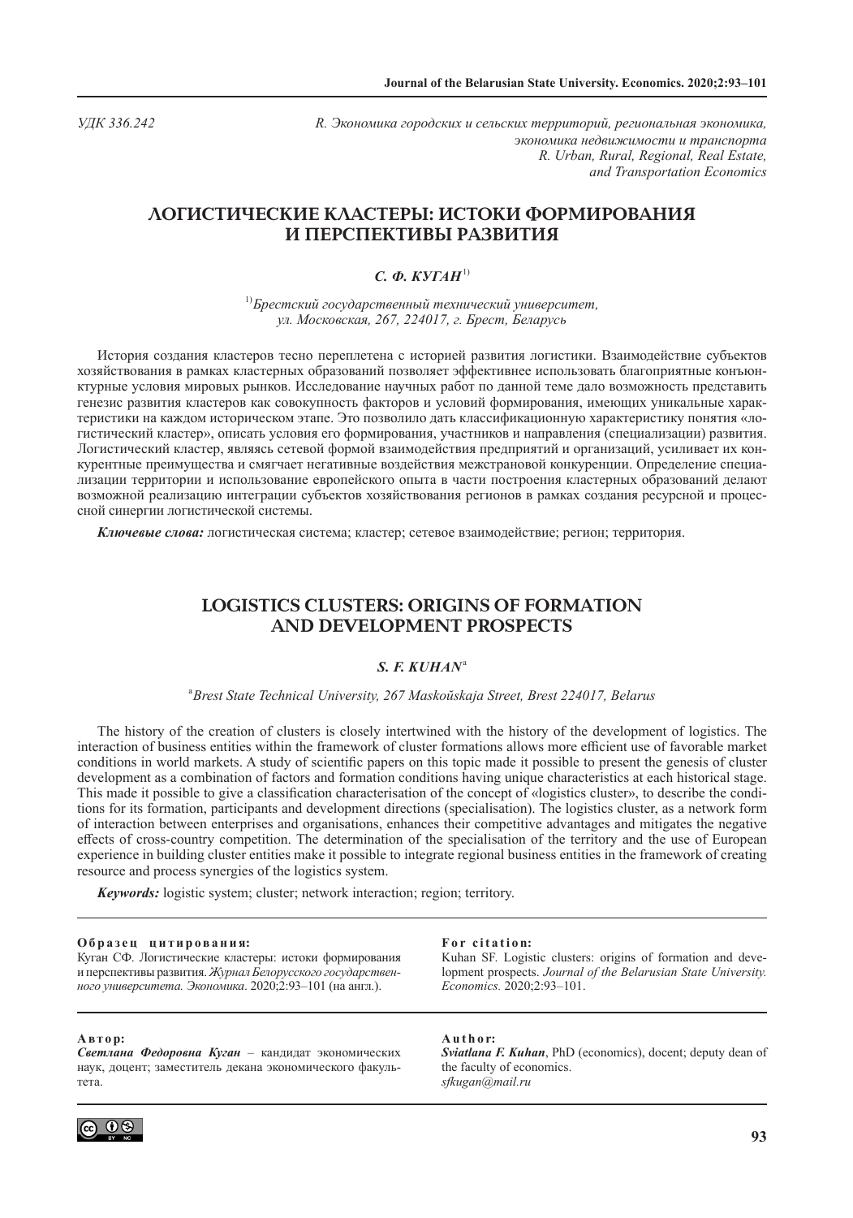УДК 336.242

*R. Экономика городских и сельских территорий, региональная экономика, экономика недвижимости и транспорта*
*R. Urban, Rural, Regional, Real Estate, and Transportation Economics*

# ЛОГИСТИЧЕСКИЕ КЛАСТЕРЫ: ИСТОКИ ФОРМИРОВАНИЯ И ПЕРСПЕКТИВЫ РАЗВИТИЯ

***С. Ф. КУГАН***[1)]

[1)]*Брестский государственный технический университет, ул. Московская, 267, 224017, г. Брест, Беларусь*

История создания кластеров тесно переплетена с историей развития логистики. Взаимодействие субъектов хозяйствования в рамках кластерных образований позволяет эффективнее использовать благоприятные конъюнктурные условия мировых рынков. Исследование научных работ по данной теме дало возможность представить генезис развития кластеров как совокупность факторов и условий формирования, имеющих уникальные характеристики на каждом историческом этапе. Это позволило дать классификационную характеристику понятия «логистический кластер», описать условия его формирования, участников и направления (специализации) развития. Логистический кластер, являясь сетевой формой взаимодействия предприятий и организаций, усиливает их конкурентные преимущества и смягчает негативные воздействия межстрановой конкуренции. Определение специализации территории и использование европейского опыта в части построения кластерных образований делают возможной реализацию интеграции субъектов хозяйствования регионов в рамках создания ресурсной и процессной синергии логистической системы.

***Ключевые слова:*** логистическая система; кластер; сетевое взаимодействие; регион; территория.

# LOGISTICS CLUSTERS: ORIGINS OF FORMATION AND DEVELOPMENT PROSPECTS

***S. F. KUHAN***[a]

[a]*Brest State Technical University, 267 Maskoŭskaja Street, Brest 224017, Belarus*

The history of the creation of clusters is closely intertwined with the history of the development of logistics. The interaction of business entities within the framework of cluster formations allows more efficient use of favorable market conditions in world markets. A study of scientific papers on this topic made it possible to present the genesis of cluster development as a combination of factors and formation conditions having unique characteristics at each historical stage. This made it possible to give a classification characterisation of the concept of «logistics cluster», to describe the conditions for its formation, participants and development directions (specialisation). The logistics cluster, as a network form of interaction between enterprises and organisations, enhances their competitive advantages and mitigates the negative effects of cross-country competition. The determination of the specialisation of the territory and the use of European experience in building cluster entities make it possible to integrate regional business entities in the framework of creating resource and process synergies of the logistics system.

***Keywords:*** logistic system; cluster; network interaction; region; territory.

**Образец цитирования:**
Куган СФ. Логистические кластеры: истоки формирования и перспективы развития. *Журнал Белорусского государственного университета. Экономика*. 2020;2:93–101 (на англ.).

**For citation:**
Kuhan SF. Logistic clusters: origins of formation and development prospects. *Journal of the Belarusian State University. Economics*. 2020;2:93–101.

**Автор:**
***Светлана Федоровна Куган*** – кандидат экономических наук, доцент; заместитель декана экономического факультета.

**Author:**
***Sviatlana F. Kuhan***, PhD (economics), docent; deputy dean of the faculty of economics.
*sfkugan@mail.ru*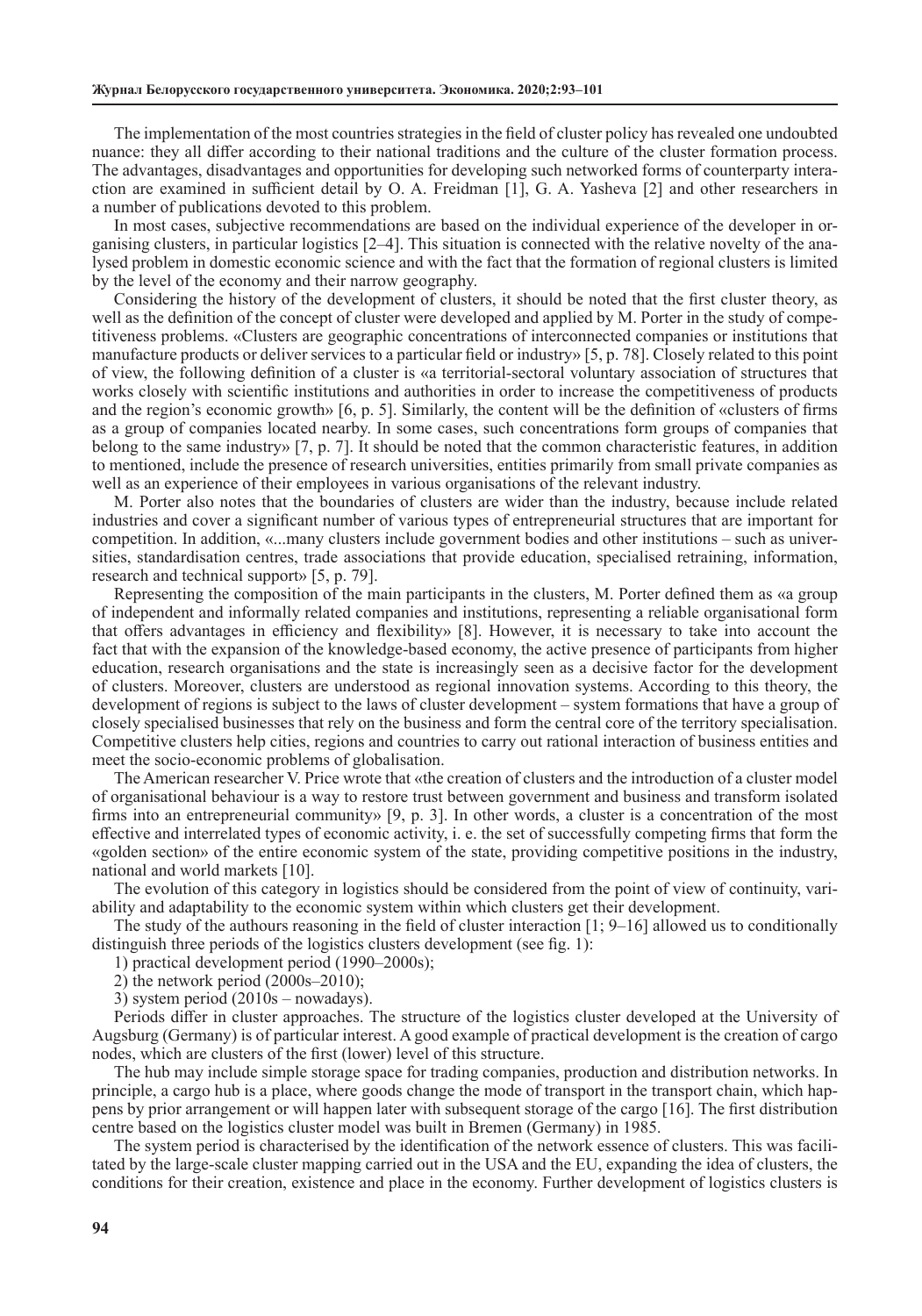The implementation of the most countries strategies in the field of cluster policy has revealed one undoubted nuance: they all differ according to their national traditions and the culture of the cluster formation process. The advantages, disadvantages and opportunities for developing such networked forms of counterparty interaction are examined in sufficient detail by O. A. Freidman [1], G. A. Yasheva [2] and other researchers in a number of publications devoted to this problem.

In most cases, subjective recommendations are based on the individual experience of the developer in organising clusters, in particular logistics [2–4]. This situation is connected with the relative novelty of the analysed problem in domestic economic science and with the fact that the formation of regional clusters is limited by the level of the economy and their narrow geography.

Considering the history of the development of clusters, it should be noted that the first cluster theory, as well as the definition of the concept of cluster were developed and applied by M. Porter in the study of competitiveness problems. «Clusters are geographic concentrations of interconnected companies or institutions that manufacture products or deliver services to a particular field or industry» [5, p. 78]. Closely related to this point of view, the following definition of a cluster is «a territorial-sectoral voluntary association of structures that works closely with scientific institutions and authorities in order to increase the competitiveness of products and the region's economic growth» [6, p. 5]. Similarly, the content will be the definition of «clusters of firms as a group of companies located nearby. In some cases, such concentrations form groups of companies that belong to the same industry» [7, p. 7]. It should be noted that the common characteristic features, in addition to mentioned, include the presence of research universities, entities primarily from small private companies as well as an experience of their employees in various organisations of the relevant industry.

M. Porter also notes that the boundaries of clusters are wider than the industry, because include related industries and cover a significant number of various types of entrepreneurial structures that are important for competition. In addition, «...many clusters include government bodies and other institutions – such as universities, standardisation centres, trade associations that provide education, specialised retraining, information, research and technical support» [5, p. 79].

Representing the composition of the main participants in the clusters, M. Porter defined them as «a group of independent and informally related companies and institutions, representing a reliable organisational form that offers advantages in efficiency and flexibility» [8]. However, it is necessary to take into account the fact that with the expansion of the knowledge-based economy, the active presence of participants from higher education, research organisations and the state is increasingly seen as a decisive factor for the development of clusters. Moreover, clusters are understood as regional innovation systems. According to this theory, the development of regions is subject to the laws of cluster development – system formations that have a group of closely specialised businesses that rely on the business and form the central core of the territory specialisation. Competitive clusters help cities, regions and countries to carry out rational interaction of business entities and meet the socio-economic problems of globalisation.

The American researcher V. Price wrote that «the creation of clusters and the introduction of a cluster model of organisational behaviour is a way to restore trust between government and business and transform isolated firms into an entrepreneurial community» [9, p. 3]. In other words, a cluster is a concentration of the most effective and interrelated types of economic activity, i. e. the set of successfully competing firms that form the «golden section» of the entire economic system of the state, providing competitive positions in the industry, national and world markets [10].

The evolution of this category in logistics should be considered from the point of view of continuity, variability and adaptability to the economic system within which clusters get their development.

The study of the authours reasoning in the field of cluster interaction [1; 9–16] allowed us to conditionally distinguish three periods of the logistics clusters development (see fig. 1):

1) practical development period (1990–2000s);
2) the network period (2000s–2010);
3) system period (2010s – nowadays).

Periods differ in cluster approaches. The structure of the logistics cluster developed at the University of Augsburg (Germany) is of particular interest. A good example of practical development is the creation of cargo nodes, which are clusters of the first (lower) level of this structure.

The hub may include simple storage space for trading companies, production and distribution networks. In principle, a cargo hub is a place, where goods change the mode of transport in the transport chain, which happens by prior arrangement or will happen later with subsequent storage of the cargo [16]. The first distribution centre based on the logistics cluster model was built in Bremen (Germany) in 1985.

The system period is characterised by the identification of the network essence of clusters. This was facilitated by the large-scale cluster mapping carried out in the USA and the EU, expanding the idea of clusters, the conditions for their creation, existence and place in the economy. Further development of logistics clusters is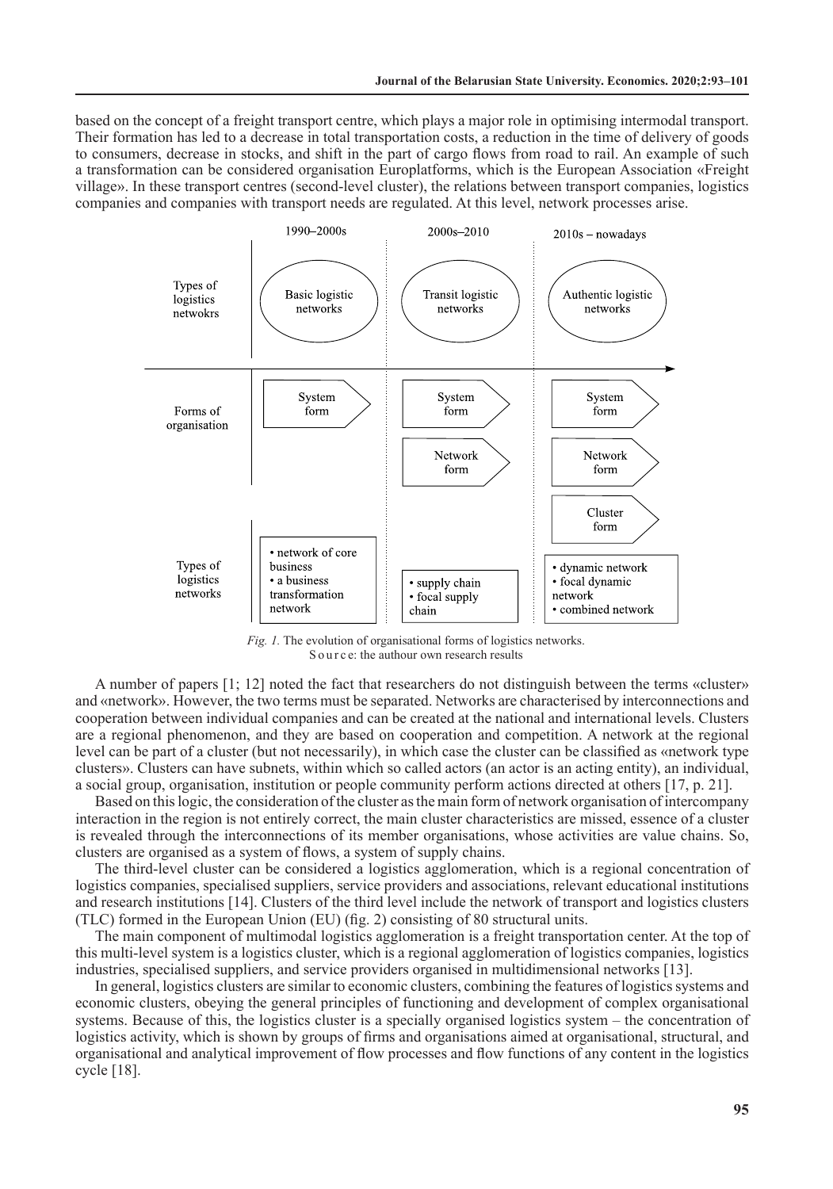based on the concept of a freight transport centre, which plays a major role in optimising intermodal transport. Their formation has led to a decrease in total transportation costs, a reduction in the time of delivery of goods to consumers, decrease in stocks, and shift in the part of cargo flows from road to rail. An example of such a transformation can be considered organisation Europlatforms, which is the European Association «Freight village». In these transport centres (second-level cluster), the relations between transport companies, logistics companies and companies with transport needs are regulated. At this level, network processes arise.

| | 1990–2000s | 2000s–2010 | 2010s – nowadays |
|---|---|---|---|
| Types of logistics netwokrs | Basic logistic networks | Transit logistic networks | Authentic logistic networks |
| Forms of organisation | System form | System form<br>Network form | System form<br>Network form<br>Cluster form |
| Types of logistics networks | • network of core business<br>• a business transformation network | • supply chain<br>• focal supply chain | • dynamic network<br>• focal dynamic network<br>• combined network |

*Fig. 1.* The evolution of organisational forms of logistics networks.
Source: the authour own research results

A number of papers [1; 12] noted the fact that researchers do not distinguish between the terms «cluster» and «network». However, the two terms must be separated. Networks are characterised by interconnections and cooperation between individual companies and can be created at the national and international levels. Clusters are a regional phenomenon, and they are based on cooperation and competition. A network at the regional level can be part of a cluster (but not necessarily), in which case the cluster can be classified as «network type clusters». Clusters can have subnets, within which so called actors (an actor is an acting entity), an individual, a social group, organisation, institution or people community perform actions directed at others [17, p. 21].

Based on this logic, the consideration of the cluster as the main form of network organisation of intercompany interaction in the region is not entirely correct, the main cluster characteristics are missed, essence of a cluster is revealed through the interconnections of its member organisations, whose activities are value chains. So, clusters are organised as a system of flows, a system of supply chains.

The third-level cluster can be considered a logistics agglomeration, which is a regional concentration of logistics companies, specialised suppliers, service providers and associations, relevant educational institutions and research institutions [14]. Clusters of the third level include the network of transport and logistics clusters (TLC) formed in the European Union (EU) (fig. 2) consisting of 80 structural units.

The main component of multimodal logistics agglomeration is a freight transportation center. At the top of this multi-level system is a logistics cluster, which is a regional agglomeration of logistics companies, logistics industries, specialised suppliers, and service providers organised in multidimensional networks [13].

In general, logistics clusters are similar to economic clusters, combining the features of logistics systems and economic clusters, obeying the general principles of functioning and development of complex organisational systems. Because of this, the logistics cluster is a specially organised logistics system – the concentration of logistics activity, which is shown by groups of firms and organisations aimed at organisational, structural, and organisational and analytical improvement of flow processes and flow functions of any content in the logistics cycle [18].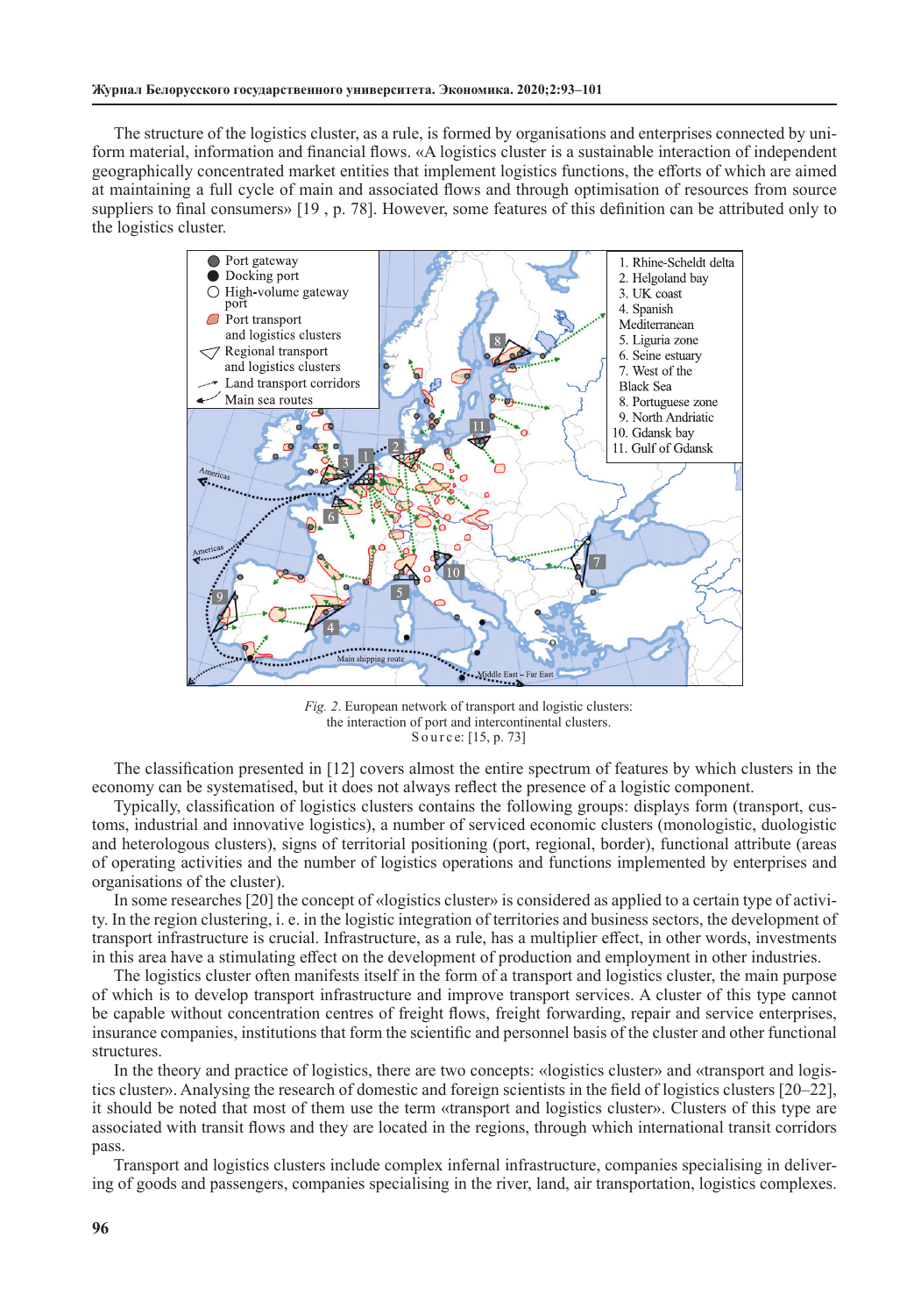The structure of the logistics cluster, as a rule, is formed by organisations and enterprises connected by uniform material, information and financial flows. «A logistics cluster is a sustainable interaction of independent geographically concentrated market entities that implement logistics functions, the efforts of which are aimed at maintaining a full cycle of main and associated flows and through optimisation of resources from source suppliers to final consumers» [19 , p. 78]. However, some features of this definition can be attributed only to the logistics cluster.

*Fig. 2.* European network of transport and logistic clusters: the interaction of port and intercontinental clusters.
Source: [15, p. 73]

The classification presented in [12] covers almost the entire spectrum of features by which clusters in the economy can be systematised, but it does not always reflect the presence of a logistic component.

Typically, classification of logistics clusters contains the following groups: displays form (transport, customs, industrial and innovative logistics), a number of serviced economic clusters (monologistic, duologistic and heterologous clusters), signs of territorial positioning (port, regional, border), functional attribute (areas of operating activities and the number of logistics operations and functions implemented by enterprises and organisations of the cluster).

In some researches [20] the concept of «logistics cluster» is considered as applied to a certain type of activity. In the region clustering, i. e. in the logistic integration of territories and business sectors, the development of transport infrastructure is crucial. Infrastructure, as a rule, has a multiplier effect, in other words, investments in this area have a stimulating effect on the development of production and employment in other industries.

The logistics cluster often manifests itself in the form of a transport and logistics cluster, the main purpose of which is to develop transport infrastructure and improve transport services. A cluster of this type cannot be capable without concentration centres of freight flows, freight forwarding, repair and service enterprises, insurance companies, institutions that form the scientific and personnel basis of the cluster and other functional structures.

In the theory and practice of logistics, there are two concepts: «logistics cluster» and «transport and logistics cluster». Analysing the research of domestic and foreign scientists in the field of logistics clusters [20–22], it should be noted that most of them use the term «transport and logistics cluster». Clusters of this type are associated with transit flows and they are located in the regions, through which international transit corridors pass.

Transport and logistics clusters include complex infernal infrastructure, companies specialising in delivering of goods and passengers, companies specialising in the river, land, air transportation, logistics complexes.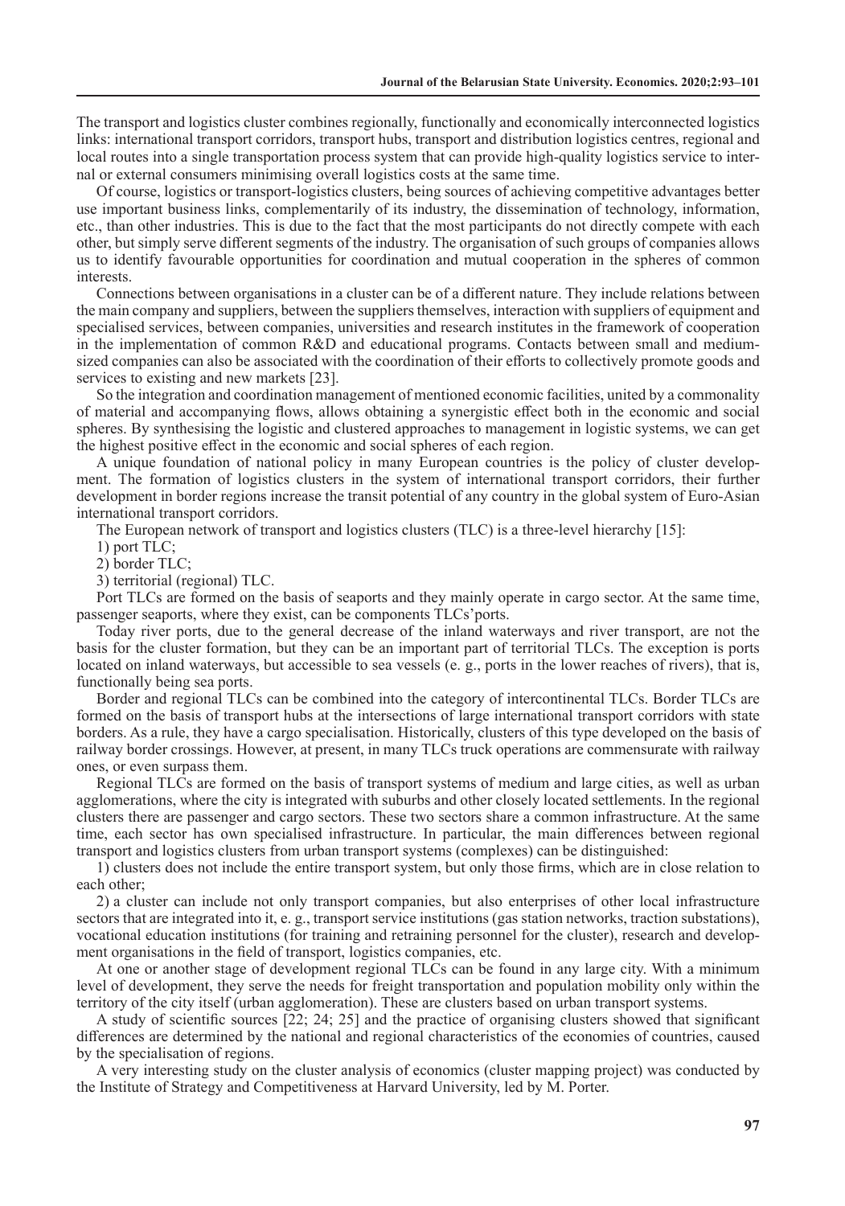The transport and logistics cluster combines regionally, functionally and economically interconnected logistics links: international transport corridors, transport hubs, transport and distribution logistics centres, regional and local routes into a single transportation process system that can provide high-quality logistics service to internal or external consumers minimising overall logistics costs at the same time.

Of course, logistics or transport-logistics clusters, being sources of achieving competitive advantages better use important business links, complementarily of its industry, the dissemination of technology, information, etc., than other industries. This is due to the fact that the most participants do not directly compete with each other, but simply serve different segments of the industry. The organisation of such groups of companies allows us to identify favourable opportunities for coordination and mutual cooperation in the spheres of common interests.

Connections between organisations in a cluster can be of a different nature. They include relations between the main company and suppliers, between the suppliers themselves, interaction with suppliers of equipment and specialised services, between companies, universities and research institutes in the framework of cooperation in the implementation of common R&D and educational programs. Contacts between small and medium-sized companies can also be associated with the coordination of their efforts to collectively promote goods and services to existing and new markets [23].

So the integration and coordination management of mentioned economic facilities, united by a commonality of material and accompanying flows, allows obtaining a synergistic effect both in the economic and social spheres. By synthesising the logistic and clustered approaches to management in logistic systems, we can get the highest positive effect in the economic and social spheres of each region.

A unique foundation of national policy in many European countries is the policy of cluster development. The formation of logistics clusters in the system of international transport corridors, their further development in border regions increase the transit potential of any country in the global system of Euro-Asian international transport corridors.

The European network of transport and logistics clusters (TLC) is a three-level hierarchy [15]:

1) port TLC;

2) border TLC;

3) territorial (regional) TLC.

Port TLCs are formed on the basis of seaports and they mainly operate in cargo sector. At the same time, passenger seaports, where they exist, can be components TLCs'ports.

Today river ports, due to the general decrease of the inland waterways and river transport, are not the basis for the cluster formation, but they can be an important part of territorial TLCs. The exception is ports located on inland waterways, but accessible to sea vessels (e. g., ports in the lower reaches of rivers), that is, functionally being sea ports.

Border and regional TLCs can be combined into the category of intercontinental TLCs. Border TLCs are formed on the basis of transport hubs at the intersections of large international transport corridors with state borders. As a rule, they have a cargo specialisation. Historically, clusters of this type developed on the basis of railway border crossings. However, at present, in many TLCs truck operations are commensurate with railway ones, or even surpass them.

Regional TLCs are formed on the basis of transport systems of medium and large cities, as well as urban agglomerations, where the city is integrated with suburbs and other closely located settlements. In the regional clusters there are passenger and cargo sectors. These two sectors share a common infrastructure. At the same time, each sector has own specialised infrastructure. In particular, the main differences between regional transport and logistics clusters from urban transport systems (complexes) can be distinguished:

1) clusters does not include the entire transport system, but only those firms, which are in close relation to each other;

2) a cluster can include not only transport companies, but also enterprises of other local infrastructure sectors that are integrated into it, e. g., transport service institutions (gas station networks, traction substations), vocational education institutions (for training and retraining personnel for the cluster), research and development organisations in the field of transport, logistics companies, etc.

At one or another stage of development regional TLCs can be found in any large city. With a minimum level of development, they serve the needs for freight transportation and population mobility only within the territory of the city itself (urban agglomeration). These are clusters based on urban transport systems.

A study of scientific sources [22; 24; 25] and the practice of organising clusters showed that significant differences are determined by the national and regional characteristics of the economies of countries, caused by the specialisation of regions.

A very interesting study on the cluster analysis of economics (cluster mapping project) was conducted by the Institute of Strategy and Competitiveness at Harvard University, led by M. Porter.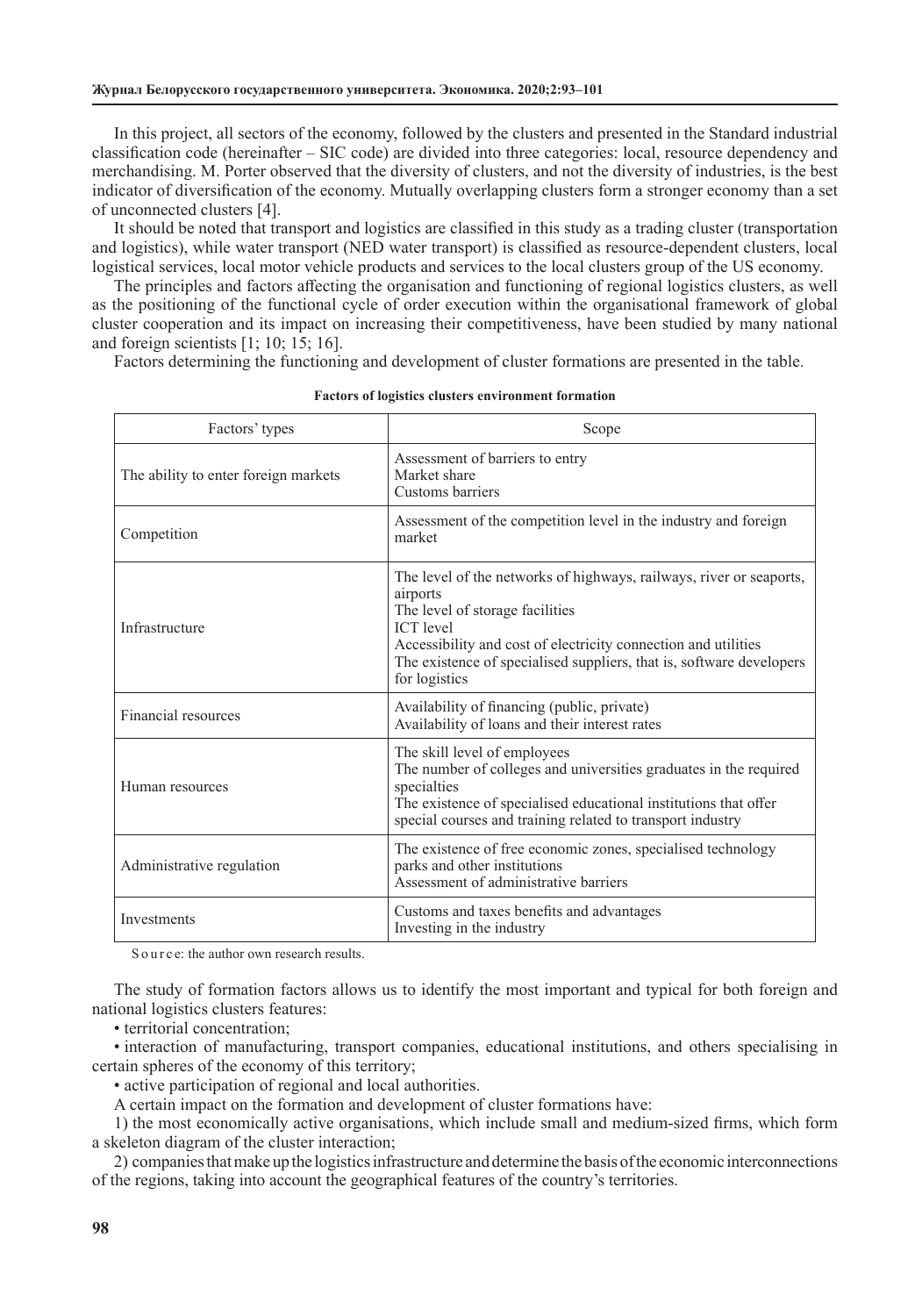In this project, all sectors of the economy, followed by the clusters and presented in the Standard industrial classification code (hereinafter – SIC code) are divided into three categories: local, resource dependency and merchandising. M. Porter observed that the diversity of clusters, and not the diversity of industries, is the best indicator of diversification of the economy. Mutually overlapping clusters form a stronger economy than a set of unconnected clusters [4].

It should be noted that transport and logistics are classified in this study as a trading cluster (transportation and logistics), while water transport (NED water transport) is classified as resource-dependent clusters, local logistical services, local motor vehicle products and services to the local clusters group of the US economy.

The principles and factors affecting the organisation and functioning of regional logistics clusters, as well as the positioning of the functional cycle of order execution within the organisational framework of global cluster cooperation and its impact on increasing their competitiveness, have been studied by many national and foreign scientists [1; 10; 15; 16].

Factors determining the functioning and development of cluster formations are presented in the table.

**Factors of logistics clusters environment formation**

| Factors' types | Scope |
|---|---|
| The ability to enter foreign markets | Assessment of barriers to entry<br>Market share<br>Customs barriers |
| Competition | Assessment of the competition level in the industry and foreign market |
| Infrastructure | The level of the networks of highways, railways, river or seaports, airports<br>The level of storage facilities<br>ICT level<br>Accessibility and cost of electricity connection and utilities<br>The existence of specialised suppliers, that is, software developers for logistics |
| Financial resources | Availability of financing (public, private)<br>Availability of loans and their interest rates |
| Human resources | The skill level of employees<br>The number of colleges and universities graduates in the required specialties<br>The existence of specialised educational institutions that offer special courses and training related to transport industry |
| Administrative regulation | The existence of free economic zones, specialised technology parks and other institutions<br>Assessment of administrative barriers |
| Investments | Customs and taxes benefits and advantages<br>Investing in the industry |

Source: the author own research results.

The study of formation factors allows us to identify the most important and typical for both foreign and national logistics clusters features:

- territorial concentration;
- interaction of manufacturing, transport companies, educational institutions, and others specialising in certain spheres of the economy of this territory;
- active participation of regional and local authorities.

A certain impact on the formation and development of cluster formations have:

1) the most economically active organisations, which include small and medium-sized firms, which form a skeleton diagram of the cluster interaction;

2) companies that make up the logistics infrastructure and determine the basis of the economic interconnections of the regions, taking into account the geographical features of the country's territories.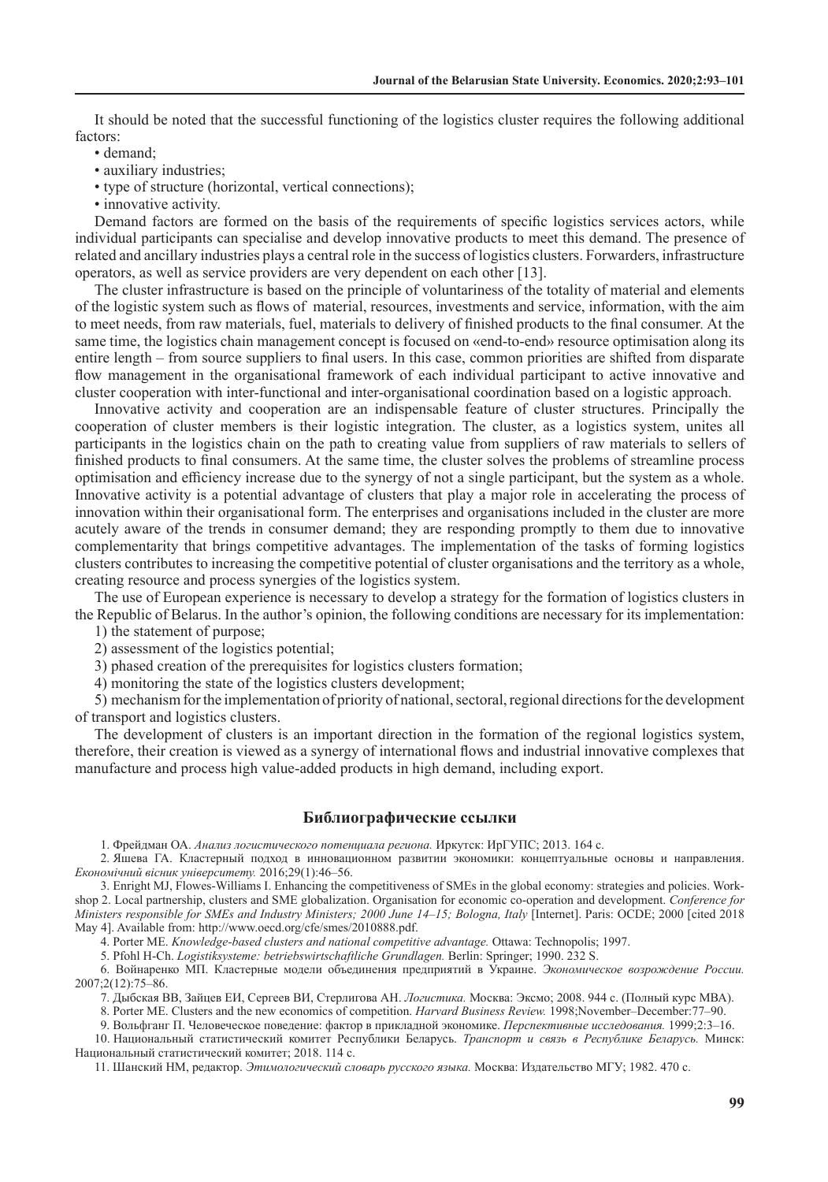It should be noted that the successful functioning of the logistics cluster requires the following additional factors:

- demand;
- auxiliary industries;
- type of structure (horizontal, vertical connections);
- innovative activity.

Demand factors are formed on the basis of the requirements of specific logistics services actors, while individual participants can specialise and develop innovative products to meet this demand. The presence of related and ancillary industries plays a central role in the success of logistics clusters. Forwarders, infrastructure operators, as well as service providers are very dependent on each other [13].

The cluster infrastructure is based on the principle of voluntariness of the totality of material and elements of the logistic system such as flows of material, resources, investments and service, information, with the aim to meet needs, from raw materials, fuel, materials to delivery of finished products to the final consumer. At the same time, the logistics chain management concept is focused on «end-to-end» resource optimisation along its entire length – from source suppliers to final users. In this case, common priorities are shifted from disparate flow management in the organisational framework of each individual participant to active innovative and cluster cooperation with inter-functional and inter-organisational coordination based on a logistic approach.

Innovative activity and cooperation are an indispensable feature of cluster structures. Principally the cooperation of cluster members is their logistic integration. The cluster, as a logistics system, unites all participants in the logistics chain on the path to creating value from suppliers of raw materials to sellers of finished products to final consumers. At the same time, the cluster solves the problems of streamline process optimisation and efficiency increase due to the synergy of not a single participant, but the system as a whole. Innovative activity is a potential advantage of clusters that play a major role in accelerating the process of innovation within their organisational form. The enterprises and organisations included in the cluster are more acutely aware of the trends in consumer demand; they are responding promptly to them due to innovative complementarity that brings competitive advantages. The implementation of the tasks of forming logistics clusters contributes to increasing the competitive potential of cluster organisations and the territory as a whole, creating resource and process synergies of the logistics system.

The use of European experience is necessary to develop a strategy for the formation of logistics clusters in the Republic of Belarus. In the author's opinion, the following conditions are necessary for its implementation:

1) the statement of purpose;
2) assessment of the logistics potential;
3) phased creation of the prerequisites for logistics clusters formation;
4) monitoring the state of the logistics clusters development;
5) mechanism for the implementation of priority of national, sectoral, regional directions for the development of transport and logistics clusters.

The development of clusters is an important direction in the formation of the regional logistics system, therefore, their creation is viewed as a synergy of international flows and industrial innovative complexes that manufacture and process high value-added products in high demand, including export.

## Библиографические ссылки

1. Фрейдман ОА. *Анализ логистического потенциала региона.* Иркутск: ИрГУПС; 2013. 164 с.
2. Яшева ГА. Кластерный подход в инновационном развитии экономики: концептуальные основы и направления. *Економічний вісник університету.* 2016;29(1):46–56.
3. Enright MJ, Flowes-Williams I. Enhancing the competitiveness of SMEs in the global economy: strategies and policies. Workshop 2. Local partnership, clusters and SME globalization. Organisation for economic co-operation and development. *Conference for Ministers responsible for SMEs and Industry Ministers; 2000 June 14–15; Bologna, Italy* [Internet]. Paris: OCDE; 2000 [cited 2018 May 4]. Available from: http://www.oecd.org/cfe/smes/2010888.pdf.
4. Porter ME. *Knowledge-based clusters and national competitive advantage.* Ottawa: Technopolis; 1997.
5. Pfohl H-Ch. *Logistiksysteme: betriebswirtschaftliche Grundlagen.* Berlin: Springer; 1990. 232 S.
6. Войнаренко МП. Кластерные модели объединения предприятий в Украине. *Экономическое возрождение России.* 2007;2(12):75–86.
7. Дыбская ВВ, Зайцев ЕИ, Сергеев ВИ, Стерлигова АН. *Логистика.* Москва: Эксмо; 2008. 944 с. (Полный курс MBA).
8. Porter ME. Clusters and the new economics of competition. *Harvard Business Review.* 1998;November–December:77–90.
9. Вольфганг П. Человеческое поведение: фактор в прикладной экономике. *Перспективные исследования.* 1999;2:3–16.
10. Национальный статистический комитет Республики Беларусь. *Транспорт и связь в Республике Беларусь.* Минск: Национальный статистический комитет; 2018. 114 с.
11. Шанский НМ, редактор. *Этимологический словарь русского языка.* Москва: Издательство МГУ; 1982. 470 с.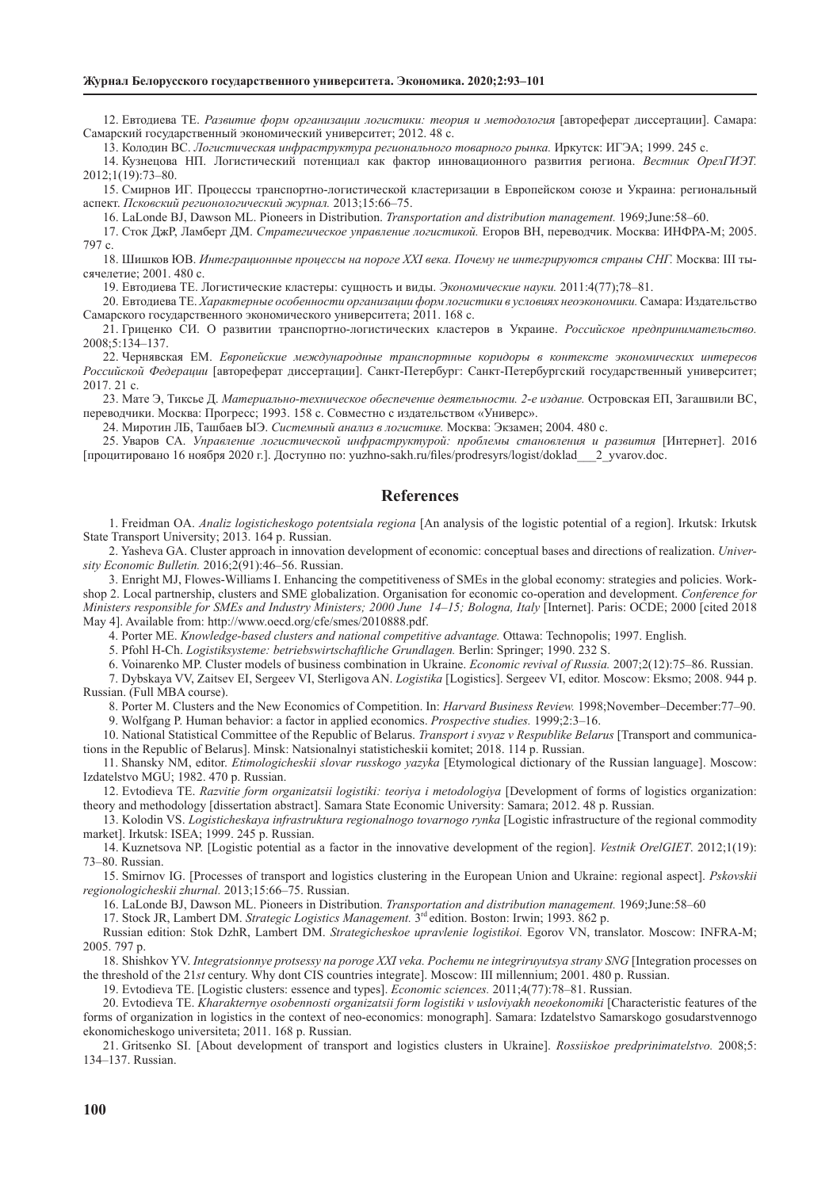12. Евтодиева ТЕ. *Развитие форм организации логистики: теория и методология* [автореферат диссертации]. Самара: Самарский государственный экономический университет; 2012. 48 с.

13. Колодин ВС. *Логистическая инфраструктура регионального товарного рынка.* Иркутск: ИГЭА; 1999. 245 с.

14. Кузнецова НП. Логистический потенциал как фактор инновационного развития региона. *Вестник ОрелГИЭТ.* 2012;1(19):73–80.

15. Смирнов ИГ. Процессы транспортно-логистической кластеризации в Европейском союзе и Украина: региональный аспект. *Псковский регионологический журнал.* 2013;15:66–75.

16. LaLonde BJ, Dawson ML. Pioneers in Distribution. *Transportation and distribution management.* 1969;June:58–60.

17. Сток ДжР, Ламберт ДМ. *Стратегическое управление логистикой.* Егоров ВН, переводчик. Москва: ИНФРА-М; 2005. 797 с.

18. Шишков ЮВ. *Интеграционные процессы на пороге XXI века. Почему не интегрируются страны СНГ.* Москва: III тысячелетие; 2001. 480 с.

19. Евтодиева ТЕ. Логистические кластеры: сущность и виды. *Экономические науки.* 2011:4(77);78–81.

20. Евтодиева ТЕ. *Характерные особенности организации форм логистики в условиях неоэкономики.* Самара: Издательство Самарского государственного экономического университета; 2011. 168 с.

21. Гриценко СИ. О развитии транспортно-логистических кластеров в Украине. *Российское предпринимательство.* 2008;5:134–137.

22. Чернявская ЕМ. *Европейские международные транспортные коридоры в контексте экономических интересов Российской Федерации* [автореферат диссертации]. Санкт-Петербург: Санкт-Петербургский государственный университет; 2017. 21 с.

23. Мате Э, Тиксье Д. *Материально-техническое обеспечение деятельности. 2-е издание.* Островская ЕП, Загашвили ВС, переводчики. Москва: Прогресс; 1993. 158 с. Совместно с издательством «Универс».

24. Миротин ЛБ, Ташбаев ЫЭ. *Системный анализ в логистике.* Москва: Экзамен; 2004. 480 с.

25. Уваров СА. *Управление логистической инфраструктурой: проблемы становления и развития* [Интернет]. 2016 [процитировано 16 ноября 2020 г.]. Доступно по: yuzhno-sakh.ru/files/prodresyrs/logist/doklad___2_yvarov.doc.

## References

1. Freidman OA. *Analiz logisticheskogo potentsiala regiona* [An analysis of the logistic potential of a region]. Irkutsk: Irkutsk State Transport University; 2013. 164 p. Russian.

2. Yasheva GA. Cluster approach in innovation development of economic: conceptual bases and directions of realization. *University Economic Bulletin.* 2016;2(91):46–56. Russian.

3. Enright MJ, Flowes-Williams I. Enhancing the competitiveness of SMEs in the global economy: strategies and policies. Workshop 2. Local partnership, clusters and SME globalization. Organisation for economic co-operation and development. *Conference for Ministers responsible for SMEs and Industry Ministers; 2000 June 14–15; Bologna, Italy* [Internet]. Paris: OCDE; 2000 [cited 2018 May 4]. Available from: http://www.oecd.org/cfe/smes/2010888.pdf.

4. Porter ME. *Knowledge-based clusters and national competitive advantage.* Ottawa: Technopolis; 1997. English.

5. Pfohl H-Ch. *Logistiksysteme: betriebswirtschaftliche Grundlagen.* Berlin: Springer; 1990. 232 S.

6. Voinarenko MP. Cluster models of business combination in Ukraine. *Economic revival of Russia.* 2007;2(12):75–86. Russian.

7. Dybskaya VV, Zaitsev EI, Sergeev VI, Sterligova AN. *Logistika* [Logistics]. Sergeev VI, editor. Moscow: Eksmo; 2008. 944 p. Russian. (Full MBA course).

8. Porter M. Clusters and the New Economics of Competition. In: *Harvard Business Review.* 1998;November–December:77–90.

9. Wolfgang P. Human behavior: a factor in applied economics. *Prospective studies.* 1999;2:3–16.

10. National Statistical Committee of the Republic of Belarus. *Transport i svyaz v Respublike Belarus* [Transport and communications in the Republic of Belarus]. Minsk: Natsionalnyi statisticheskii komitet; 2018. 114 p. Russian.

11. Shansky NM, editor. *Etimologicheskii slovar russkogo yazyka* [Etymological dictionary of the Russian language]. Moscow: Izdatelstvo MGU; 1982. 470 p. Russian.

12. Evtodieva TE. *Razvitie form organizatsii logistiki: teoriya i metodologiya* [Development of forms of logistics organization: theory and methodology [dissertation abstract]. Samara State Economic University: Samara; 2012. 48 p. Russian.

13. Kolodin VS. *Logisticheskaya infrastruktura regionalnogo tovarnogo rynka* [Logistic infrastructure of the regional commodity market]. Irkutsk: ISEA; 1999. 245 p. Russian.

14. Kuznetsova NP. [Logistic potential as a factor in the innovative development of the region]. *Vestnik OrelGIET*. 2012;1(19): 73–80. Russian.

15. Smirnov IG. [Processes of transport and logistics clustering in the European Union and Ukraine: regional aspect]. *Pskovskii regionologicheskii zhurnal.* 2013;15:66–75. Russian.

16. LaLonde BJ, Dawson ML. Pioneers in Distribution. *Transportation and distribution management.* 1969;June:58–60

17. Stock JR, Lambert DM. *Strategic Logistics Management.* 3rd edition. Boston: Irwin; 1993. 862 p.

Russian edition: Stok DzhR, Lambert DM. *Strategicheskoe upravlenie logistikoi.* Egorov VN, translator. Moscow: INFRA-M; 2005. 797 p.

18. Shishkov YV. *Integratsionnye protsessy na poroge XXI veka. Pochemu ne integriruyutsya strany SNG* [Integration processes on the threshold of the 21*st* century. Why dont CIS countries integrate]. Moscow: III millennium; 2001. 480 p. Russian.

19. Evtodieva TE. [Logistic clusters: essence and types]. *Economic sciences.* 2011;4(77):78–81. Russian.

20. Evtodieva TE. *Kharakternye osobennosti organizatsii form logistiki v usloviyakh neoekonomiki* [Characteristic features of the forms of organization in logistics in the context of neo-economics: monograph]. Samara: Izdatelstvo Samarskogo gosudarstvennogo ekonomicheskogo universiteta; 2011. 168 p. Russian.

21. Gritsenko SI. [About development of transport and logistics clusters in Ukraine]. *Rossiiskoe predprinimatelstvo.* 2008;5: 134–137. Russian.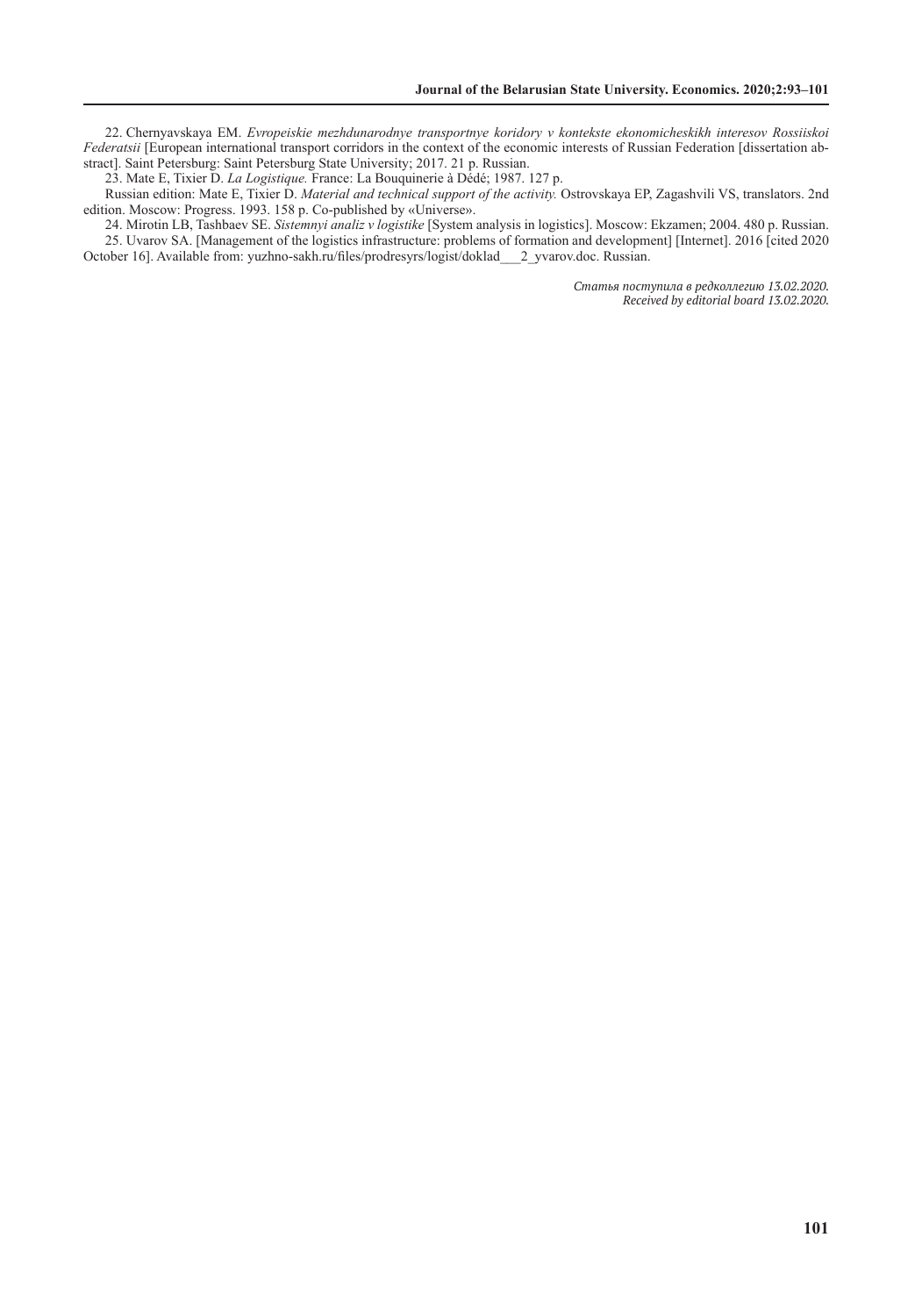22. Chernyavskaya EM. *Evropeiskie mezhdunarodnye transportnye koridory v kontekste ekonomicheskikh interesov Rossiiskoi Federatsii* [European international transport corridors in the context of the economic interests of Russian Federation [dissertation abstract]. Saint Petersburg: Saint Petersburg State University; 2017. 21 p. Russian.

23. Mate E, Tixier D. *La Logistique.* France: La Bouquinerie à Dédé; 1987. 127 p.

Russian edition: Mate E, Tixier D. *Material and technical support of the activity.* Ostrovskaya EP, Zagashvili VS, translators. 2nd edition. Moscow: Progress. 1993. 158 p. Co-published by «Universe».

24. Mirotin LB, Tashbaev SE. *Sistemnyi analiz v logistike* [System analysis in logistics]. Moscow: Ekzamen; 2004. 480 p. Russian.

25. Uvarov SA. [Management of the logistics infrastructure: problems of formation and development] [Internet]. 2016 [cited 2020 October 16]. Available from: yuzhno-sakh.ru/files/prodresyrs/logist/doklad___2_yvarov.doc. Russian.

*Статья поступила в редколлегию 13.02.2020.*
*Received by editorial board 13.02.2020.*